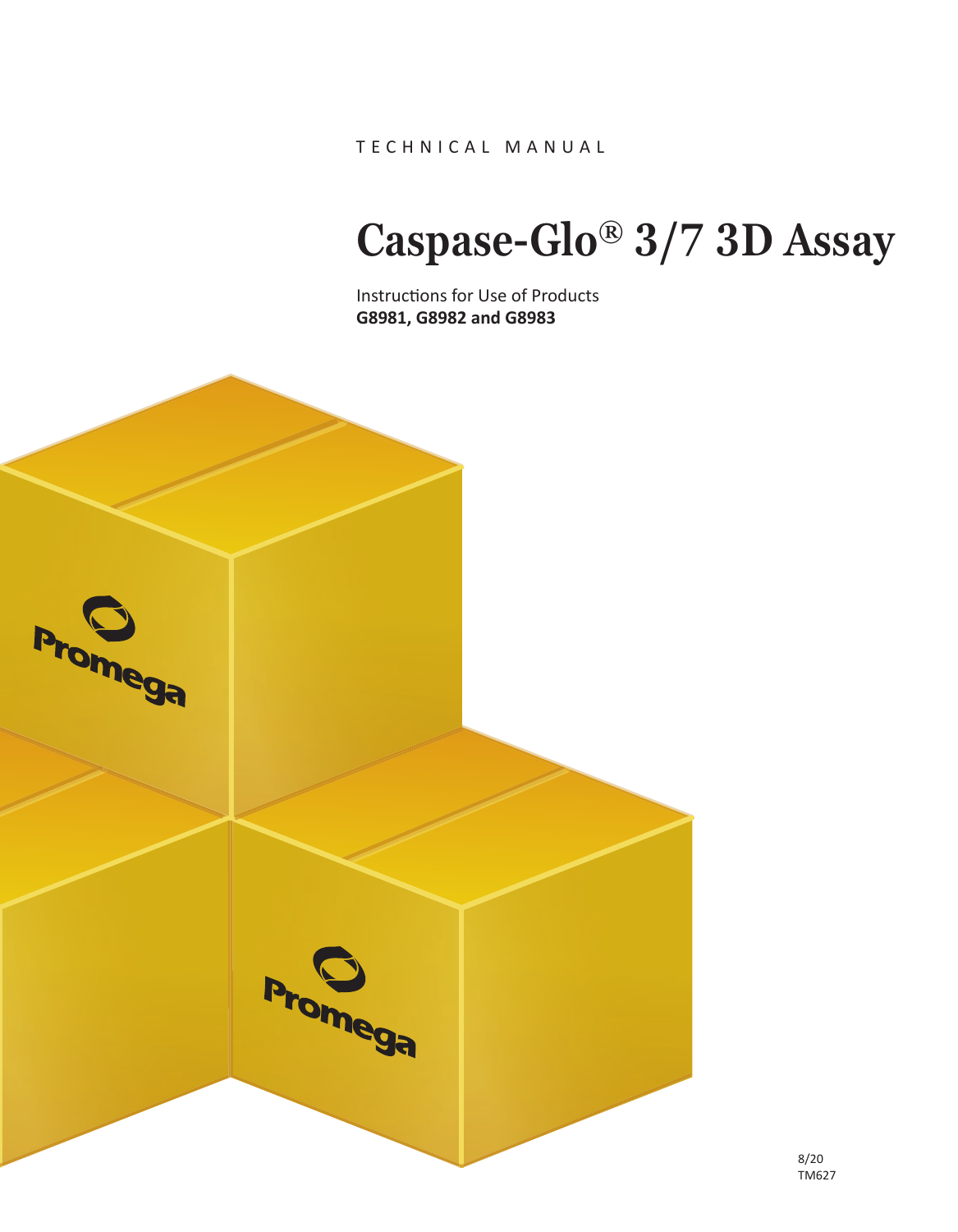TECHNICAL MANUAL

# Caspase-Glo® 3/7 3D Assay

Instructions for Use of Products
**G8981, G8982 and G8983**

8/20
TM627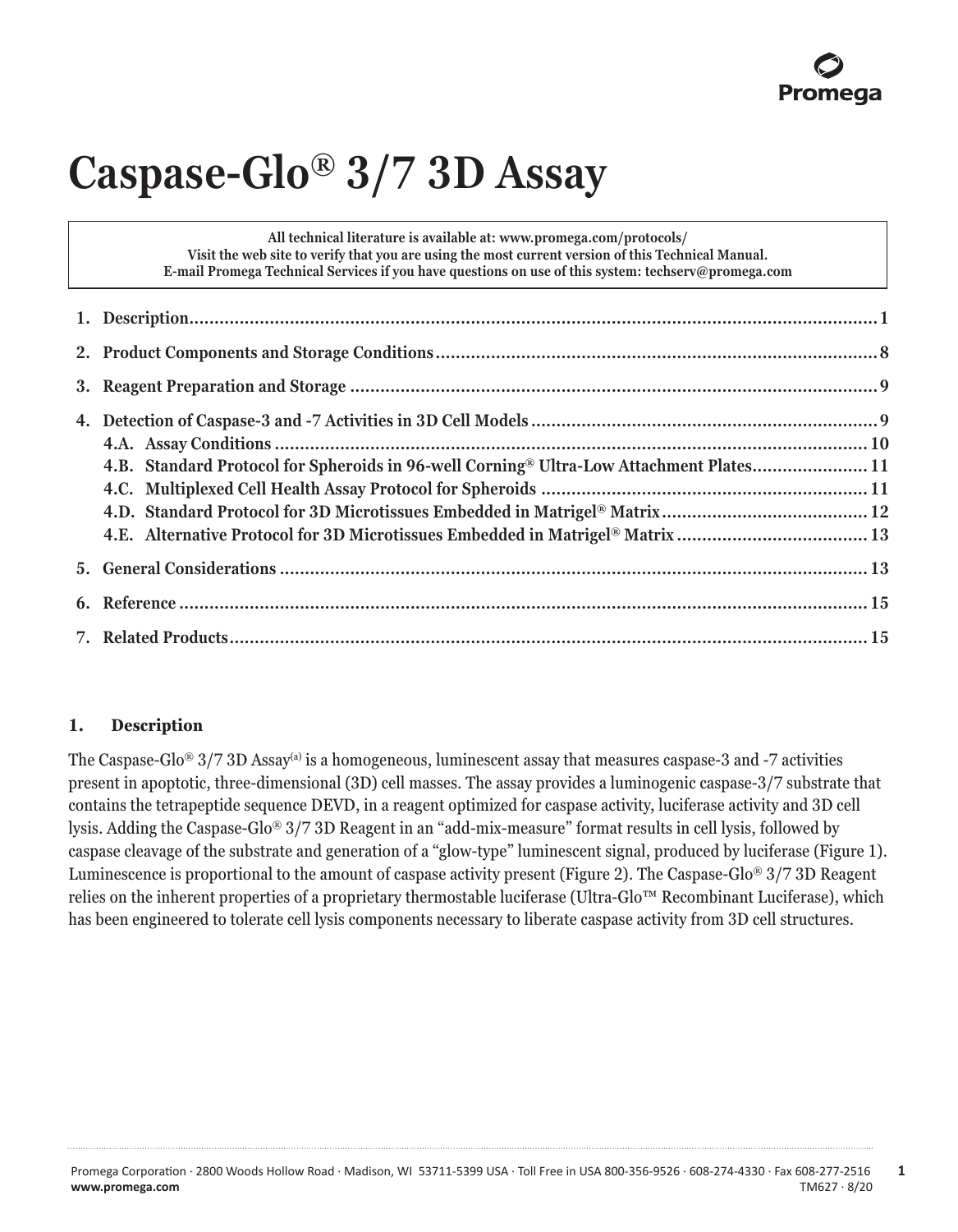# Caspase-Glo® 3/7 3D Assay

**All technical literature is available at: www.promega.com/protocols/**
**Visit the web site to verify that you are using the most current version of this Technical Manual.**
**E-mail Promega Technical Services if you have questions on use of this system: techserv@promega.com**

1. Description .......... 1
2. Product Components and Storage Conditions .......... 8
3. Reagent Preparation and Storage .......... 9
4. Detection of Caspase-3 and -7 Activities in 3D Cell Models .......... 9
   - 4.A. Assay Conditions .......... 10
   - 4.B. Standard Protocol for Spheroids in 96-well Corning® Ultra-Low Attachment Plates .......... 11
   - 4.C. Multiplexed Cell Health Assay Protocol for Spheroids .......... 11
   - 4.D. Standard Protocol for 3D Microtissues Embedded in Matrigel® Matrix .......... 12
   - 4.E. Alternative Protocol for 3D Microtissues Embedded in Matrigel® Matrix .......... 13
5. General Considerations .......... 13
6. Reference .......... 15
7. Related Products .......... 15

## 1. Description

The Caspase-Glo® 3/7 3D Assay[(a)] is a homogeneous, luminescent assay that measures caspase-3 and -7 activities present in apoptotic, three-dimensional (3D) cell masses. The assay provides a luminogenic caspase-3/7 substrate that contains the tetrapeptide sequence DEVD, in a reagent optimized for caspase activity, luciferase activity and 3D cell lysis. Adding the Caspase-Glo® 3/7 3D Reagent in an "add-mix-measure" format results in cell lysis, followed by caspase cleavage of the substrate and generation of a "glow-type" luminescent signal, produced by luciferase (Figure 1). Luminescence is proportional to the amount of caspase activity present (Figure 2). The Caspase-Glo® 3/7 3D Reagent relies on the inherent properties of a proprietary thermostable luciferase (Ultra-Glo™ Recombinant Luciferase), which has been engineered to tolerate cell lysis components necessary to liberate caspase activity from 3D cell structures.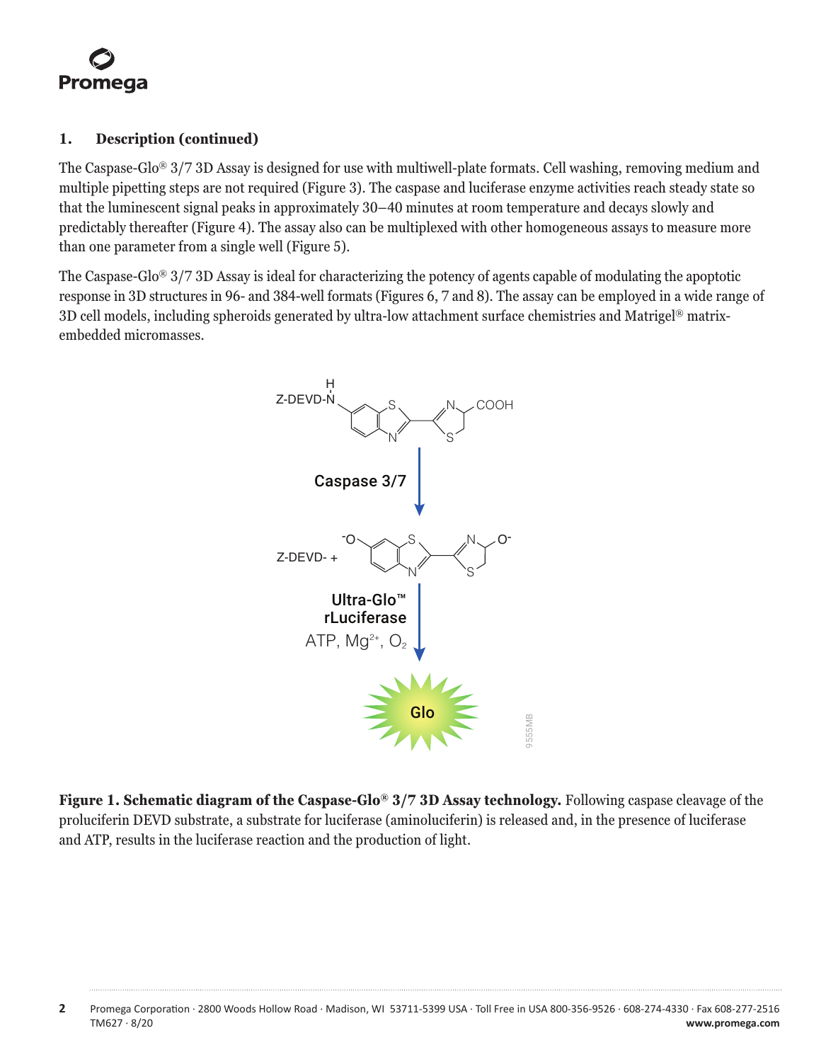## 1. Description (continued)

The Caspase-Glo® 3/7 3D Assay is designed for use with multiwell-plate formats. Cell washing, removing medium and multiple pipetting steps are not required (Figure 3). The caspase and luciferase enzyme activities reach steady state so that the luminescent signal peaks in approximately 30–40 minutes at room temperature and decays slowly and predictably thereafter (Figure 4). The assay also can be multiplexed with other homogeneous assays to measure more than one parameter from a single well (Figure 5).

The Caspase-Glo® 3/7 3D Assay is ideal for characterizing the potency of agents capable of modulating the apoptotic response in 3D structures in 96- and 384-well formats (Figures 6, 7 and 8). The assay can be employed in a wide range of 3D cell models, including spheroids generated by ultra-low attachment surface chemistries and Matrigel® matrix-embedded micromasses.

**Figure 1. Schematic diagram of the Caspase-Glo® 3/7 3D Assay technology.** Following caspase cleavage of the proluciferin DEVD substrate, a substrate for luciferase (aminoluciferin) is released and, in the presence of luciferase and ATP, results in the luciferase reaction and the production of light.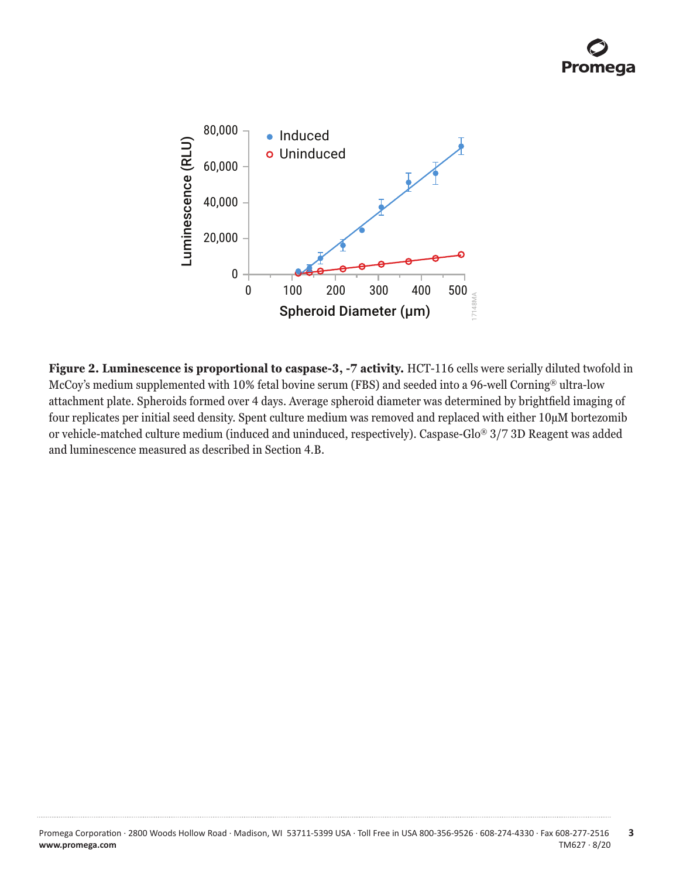**Figure 2. Luminescence is proportional to caspase-3, -7 activity.** HCT-116 cells were serially diluted twofold in McCoy's medium supplemented with 10% fetal bovine serum (FBS) and seeded into a 96-well Corning® ultra-low attachment plate. Spheroids formed over 4 days. Average spheroid diameter was determined by brightfield imaging of four replicates per initial seed density. Spent culture medium was removed and replaced with either 10µM bortezomib or vehicle-matched culture medium (induced and uninduced, respectively). Caspase-Glo® 3/7 3D Reagent was added and luminescence measured as described in Section 4.B.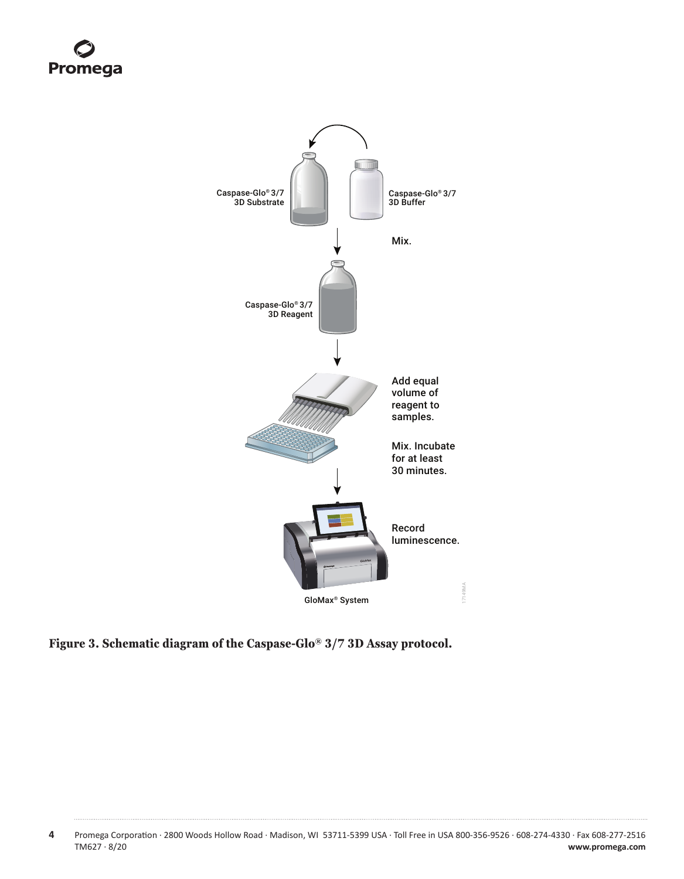Caspase-Glo® 3/7 3D Substrate

Caspase-Glo® 3/7 3D Buffer

Mix.

Caspase-Glo® 3/7 3D Reagent

Add equal volume of reagent to samples.

Mix. Incubate for at least 30 minutes.

Record luminescence.

GloMax® System

**Figure 3. Schematic diagram of the Caspase-Glo® 3/7 3D Assay protocol.**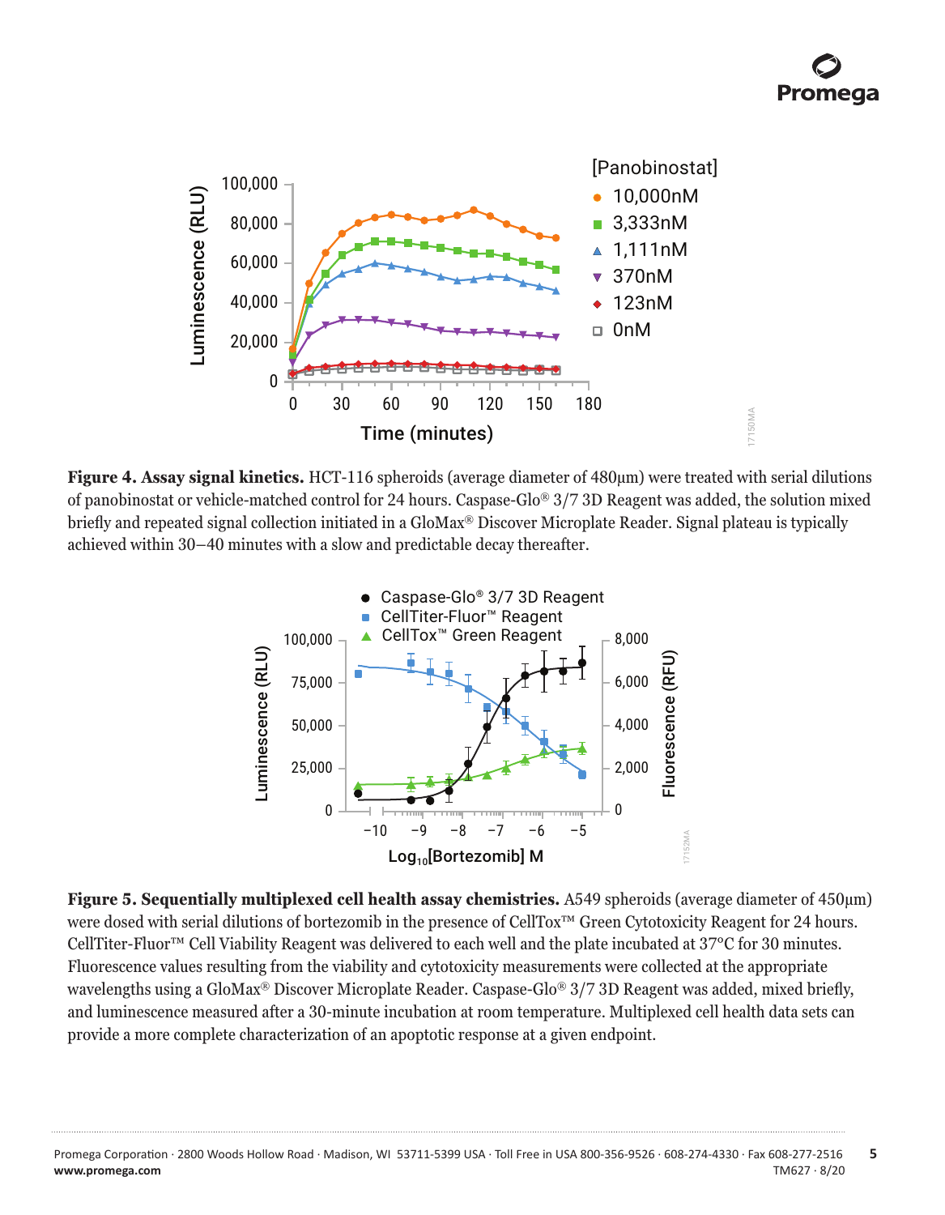**Figure 4. Assay signal kinetics.** HCT-116 spheroids (average diameter of 480µm) were treated with serial dilutions of panobinostat or vehicle-matched control for 24 hours. Caspase-Glo® 3/7 3D Reagent was added, the solution mixed briefly and repeated signal collection initiated in a GloMax® Discover Microplate Reader. Signal plateau is typically achieved within 30–40 minutes with a slow and predictable decay thereafter.

**Figure 5. Sequentially multiplexed cell health assay chemistries.** A549 spheroids (average diameter of 450µm) were dosed with serial dilutions of bortezomib in the presence of CellTox™ Green Cytotoxicity Reagent for 24 hours. CellTiter-Fluor™ Cell Viability Reagent was delivered to each well and the plate incubated at 37°C for 30 minutes. Fluorescence values resulting from the viability and cytotoxicity measurements were collected at the appropriate wavelengths using a GloMax® Discover Microplate Reader. Caspase-Glo® 3/7 3D Reagent was added, mixed briefly, and luminescence measured after a 30-minute incubation at room temperature. Multiplexed cell health data sets can provide a more complete characterization of an apoptotic response at a given endpoint.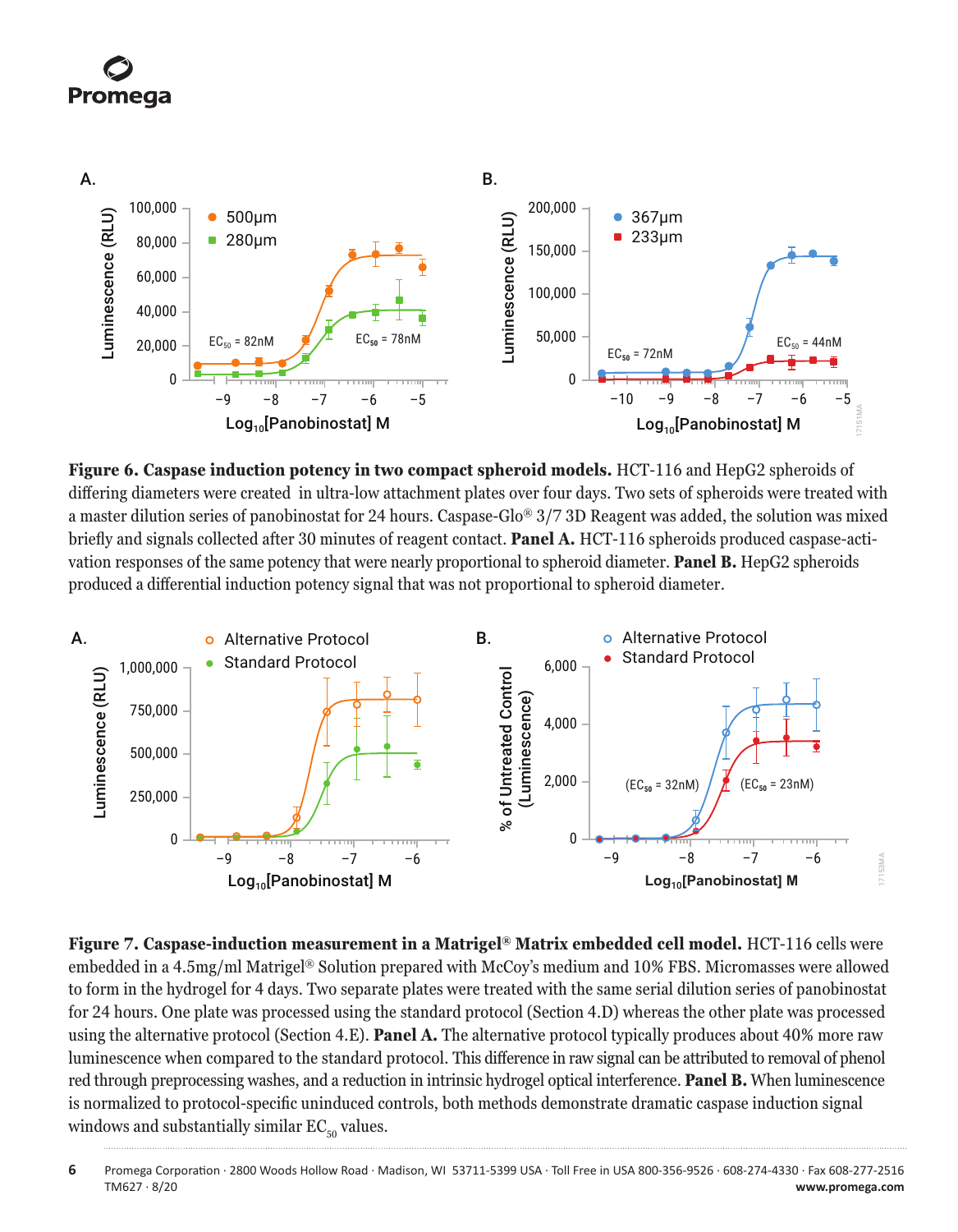**Figure 6. Caspase induction potency in two compact spheroid models.** HCT-116 and HepG2 spheroids of differing diameters were created in ultra-low attachment plates over four days. Two sets of spheroids were treated with a master dilution series of panobinostat for 24 hours. Caspase-Glo® 3/7 3D Reagent was added, the solution was mixed briefly and signals collected after 30 minutes of reagent contact. **Panel A.** HCT-116 spheroids produced caspase-activation responses of the same potency that were nearly proportional to spheroid diameter. **Panel B.** HepG2 spheroids produced a differential induction potency signal that was not proportional to spheroid diameter.

**Figure 7. Caspase-induction measurement in a Matrigel® Matrix embedded cell model.** HCT-116 cells were embedded in a 4.5mg/ml Matrigel® Solution prepared with McCoy's medium and 10% FBS. Micromasses were allowed to form in the hydrogel for 4 days. Two separate plates were treated with the same serial dilution series of panobinostat for 24 hours. One plate was processed using the standard protocol (Section 4.D) whereas the other plate was processed using the alternative protocol (Section 4.E). **Panel A.** The alternative protocol typically produces about 40% more raw luminescence when compared to the standard protocol. This difference in raw signal can be attributed to removal of phenol red through preprocessing washes, and a reduction in intrinsic hydrogel optical interference. **Panel B.** When luminescence is normalized to protocol-specific uninduced controls, both methods demonstrate dramatic caspase induction signal windows and substantially similar $EC_{50}$ values.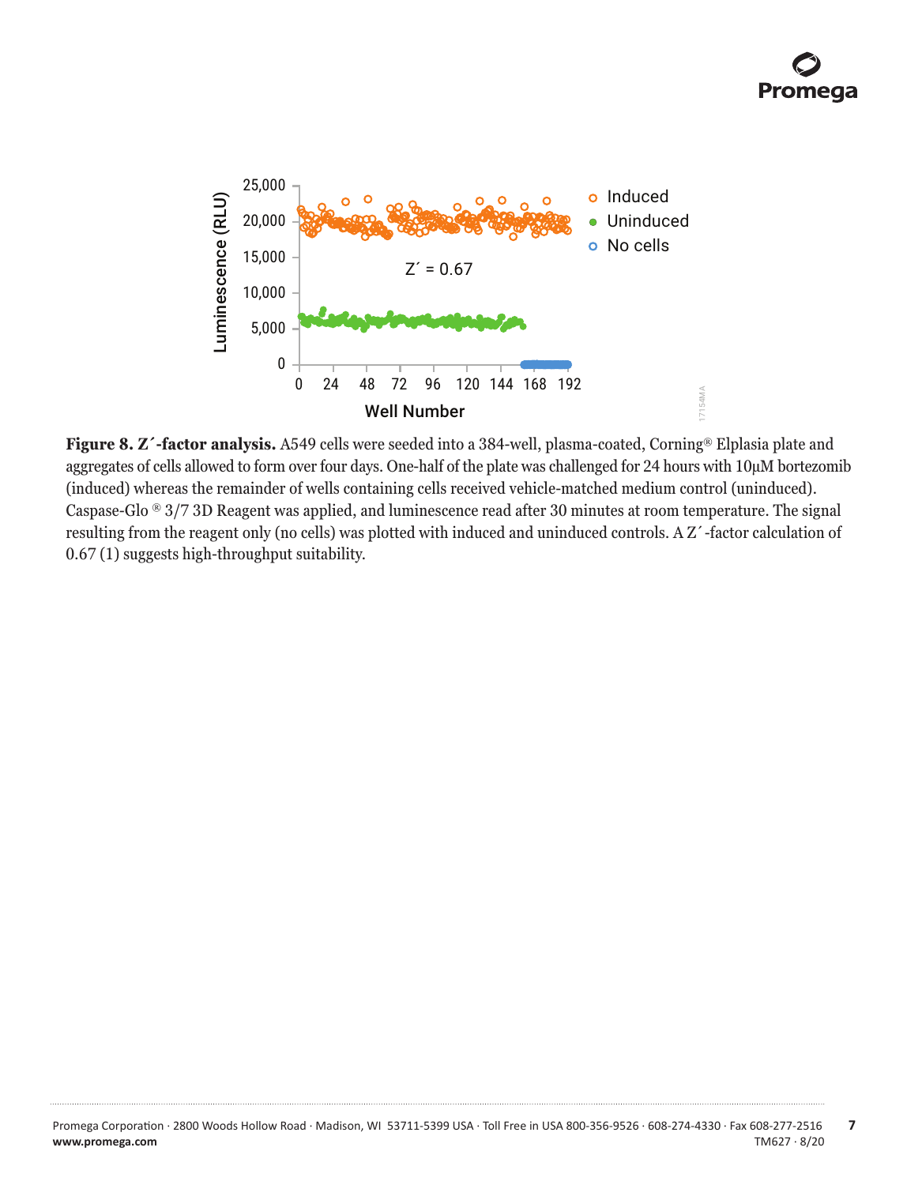**Figure 8. Z´-factor analysis.** A549 cells were seeded into a 384-well, plasma-coated, Corning® Elplasia plate and aggregates of cells allowed to form over four days. One-half of the plate was challenged for 24 hours with 10µM bortezomib (induced) whereas the remainder of wells containing cells received vehicle-matched medium control (uninduced). Caspase-Glo® 3/7 3D Reagent was applied, and luminescence read after 30 minutes at room temperature. The signal resulting from the reagent only (no cells) was plotted with induced and uninduced controls. A Z´-factor calculation of 0.67 (1) suggests high-throughput suitability.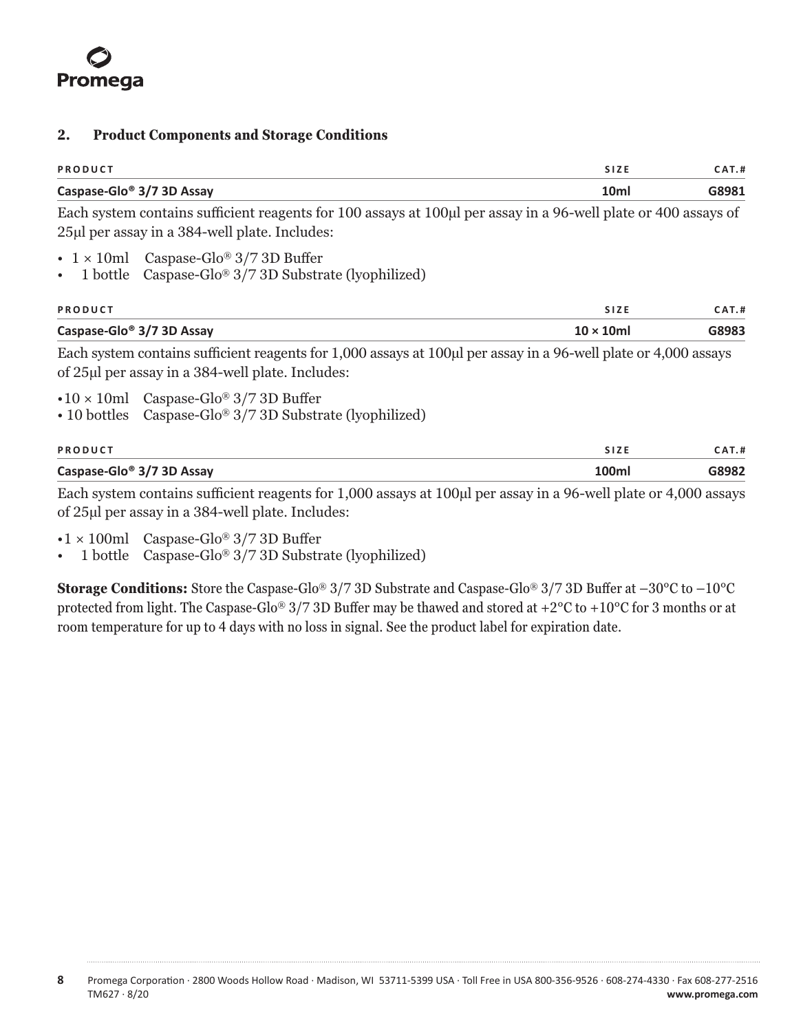## 2. Product Components and Storage Conditions

| PRODUCT | SIZE | CAT.# |
|---|---|---|
| **Caspase-Glo® 3/7 3D Assay** | **10ml** | **G8981** |

Each system contains sufficient reagents for 100 assays at 100µl per assay in a 96-well plate or 400 assays of 25µl per assay in a 384-well plate. Includes:

- 1 × 10ml Caspase-Glo® 3/7 3D Buffer
- 1 bottle Caspase-Glo® 3/7 3D Substrate (lyophilized)

| PRODUCT | SIZE | CAT.# |
|---|---|---|
| **Caspase-Glo® 3/7 3D Assay** | **10 × 10ml** | **G8983** |

Each system contains sufficient reagents for 1,000 assays at 100µl per assay in a 96-well plate or 4,000 assays of 25µl per assay in a 384-well plate. Includes:

- 10 × 10ml Caspase-Glo® 3/7 3D Buffer
- 10 bottles Caspase-Glo® 3/7 3D Substrate (lyophilized)

| PRODUCT | SIZE | CAT.# |
|---|---|---|
| **Caspase-Glo® 3/7 3D Assay** | **100ml** | **G8982** |

Each system contains sufficient reagents for 1,000 assays at 100µl per assay in a 96-well plate or 4,000 assays of 25µl per assay in a 384-well plate. Includes:

- 1 × 100ml Caspase-Glo® 3/7 3D Buffer
- 1 bottle Caspase-Glo® 3/7 3D Substrate (lyophilized)

**Storage Conditions:** Store the Caspase-Glo® 3/7 3D Substrate and Caspase-Glo® 3/7 3D Buffer at –30°C to –10°C protected from light. The Caspase-Glo® 3/7 3D Buffer may be thawed and stored at +2°C to +10°C for 3 months or at room temperature for up to 4 days with no loss in signal. See the product label for expiration date.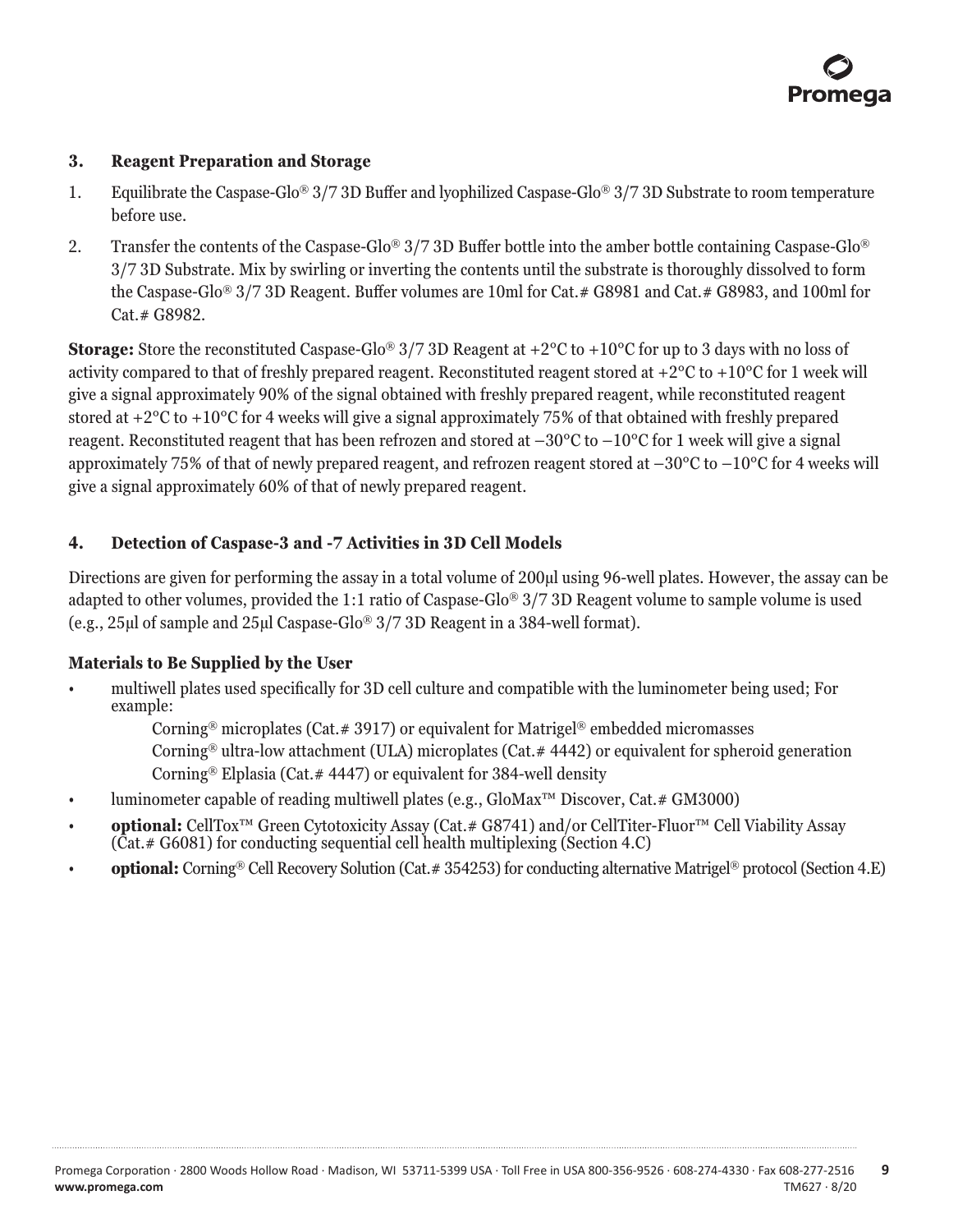## 3. Reagent Preparation and Storage

1. Equilibrate the Caspase-Glo® 3/7 3D Buffer and lyophilized Caspase-Glo® 3/7 3D Substrate to room temperature before use.
2. Transfer the contents of the Caspase-Glo® 3/7 3D Buffer bottle into the amber bottle containing Caspase-Glo® 3/7 3D Substrate. Mix by swirling or inverting the contents until the substrate is thoroughly dissolved to form the Caspase-Glo® 3/7 3D Reagent. Buffer volumes are 10ml for Cat.# G8981 and Cat.# G8983, and 100ml for Cat.# G8982.

**Storage:** Store the reconstituted Caspase-Glo® 3/7 3D Reagent at +2°C to +10°C for up to 3 days with no loss of activity compared to that of freshly prepared reagent. Reconstituted reagent stored at +2°C to +10°C for 1 week will give a signal approximately 90% of the signal obtained with freshly prepared reagent, while reconstituted reagent stored at +2°C to +10°C for 4 weeks will give a signal approximately 75% of that obtained with freshly prepared reagent. Reconstituted reagent that has been refrozen and stored at –30°C to –10°C for 1 week will give a signal approximately 75% of that of newly prepared reagent, and refrozen reagent stored at –30°C to –10°C for 4 weeks will give a signal approximately 60% of that of newly prepared reagent.

## 4. Detection of Caspase-3 and -7 Activities in 3D Cell Models

Directions are given for performing the assay in a total volume of 200µl using 96-well plates. However, the assay can be adapted to other volumes, provided the 1:1 ratio of Caspase-Glo® 3/7 3D Reagent volume to sample volume is used (e.g., 25µl of sample and 25µl Caspase-Glo® 3/7 3D Reagent in a 384-well format).

### Materials to Be Supplied by the User

- multiwell plates used specifically for 3D cell culture and compatible with the luminometer being used; For example:
  - Corning® microplates (Cat.# 3917) or equivalent for Matrigel® embedded micromasses
  - Corning® ultra-low attachment (ULA) microplates (Cat.# 4442) or equivalent for spheroid generation
  - Corning® Elplasia (Cat.# 4447) or equivalent for 384-well density
- luminometer capable of reading multiwell plates (e.g., GloMax™ Discover, Cat.# GM3000)
- **optional:** CellTox™ Green Cytotoxicity Assay (Cat.# G8741) and/or CellTiter-Fluor™ Cell Viability Assay (Cat.# G6081) for conducting sequential cell health multiplexing (Section 4.C)
- **optional:** Corning® Cell Recovery Solution (Cat.# 354253) for conducting alternative Matrigel® protocol (Section 4.E)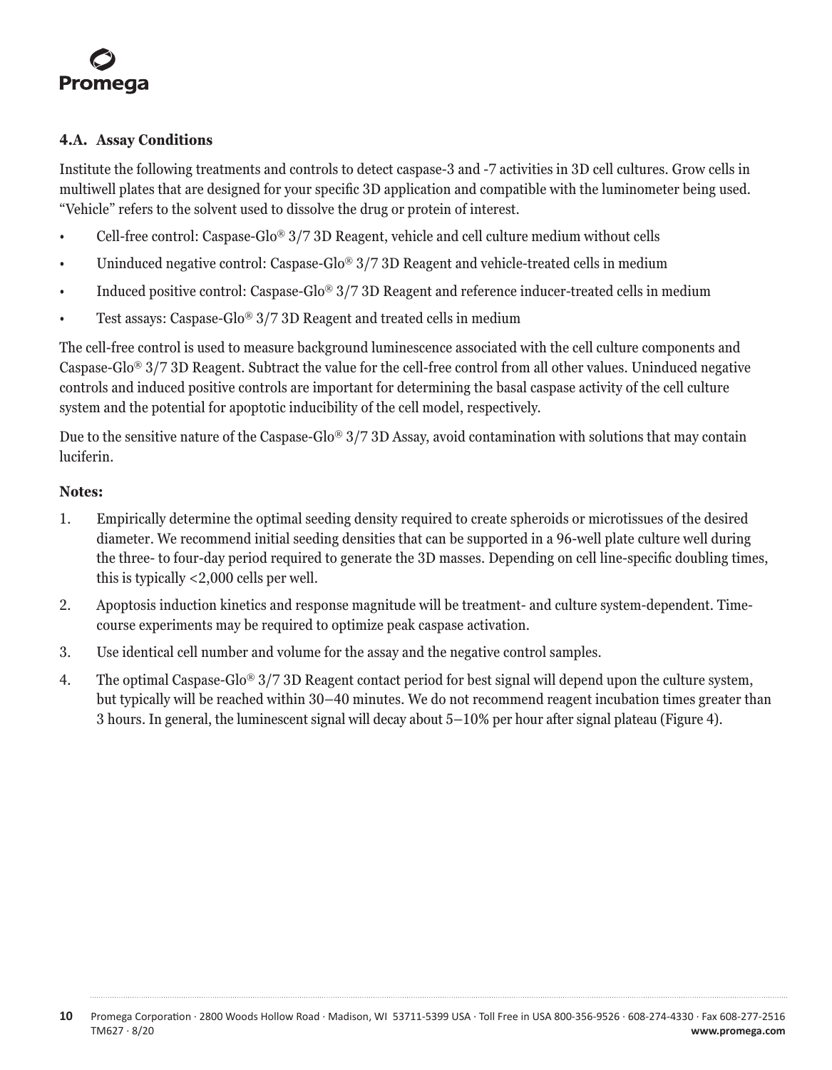### 4.A. Assay Conditions

Institute the following treatments and controls to detect caspase-3 and -7 activities in 3D cell cultures. Grow cells in multiwell plates that are designed for your specific 3D application and compatible with the luminometer being used. "Vehicle" refers to the solvent used to dissolve the drug or protein of interest.

- Cell-free control: Caspase-Glo® 3/7 3D Reagent, vehicle and cell culture medium without cells
- Uninduced negative control: Caspase-Glo® 3/7 3D Reagent and vehicle-treated cells in medium
- Induced positive control: Caspase-Glo® 3/7 3D Reagent and reference inducer-treated cells in medium
- Test assays: Caspase-Glo® 3/7 3D Reagent and treated cells in medium

The cell-free control is used to measure background luminescence associated with the cell culture components and Caspase-Glo® 3/7 3D Reagent. Subtract the value for the cell-free control from all other values. Uninduced negative controls and induced positive controls are important for determining the basal caspase activity of the cell culture system and the potential for apoptotic inducibility of the cell model, respectively.

Due to the sensitive nature of the Caspase-Glo® 3/7 3D Assay, avoid contamination with solutions that may contain luciferin.

**Notes:**

1. Empirically determine the optimal seeding density required to create spheroids or microtissues of the desired diameter. We recommend initial seeding densities that can be supported in a 96-well plate culture well during the three- to four-day period required to generate the 3D masses. Depending on cell line-specific doubling times, this is typically <2,000 cells per well.
2. Apoptosis induction kinetics and response magnitude will be treatment- and culture system-dependent. Time-course experiments may be required to optimize peak caspase activation.
3. Use identical cell number and volume for the assay and the negative control samples.
4. The optimal Caspase-Glo® 3/7 3D Reagent contact period for best signal will depend upon the culture system, but typically will be reached within 30–40 minutes. We do not recommend reagent incubation times greater than 3 hours. In general, the luminescent signal will decay about 5–10% per hour after signal plateau (Figure 4).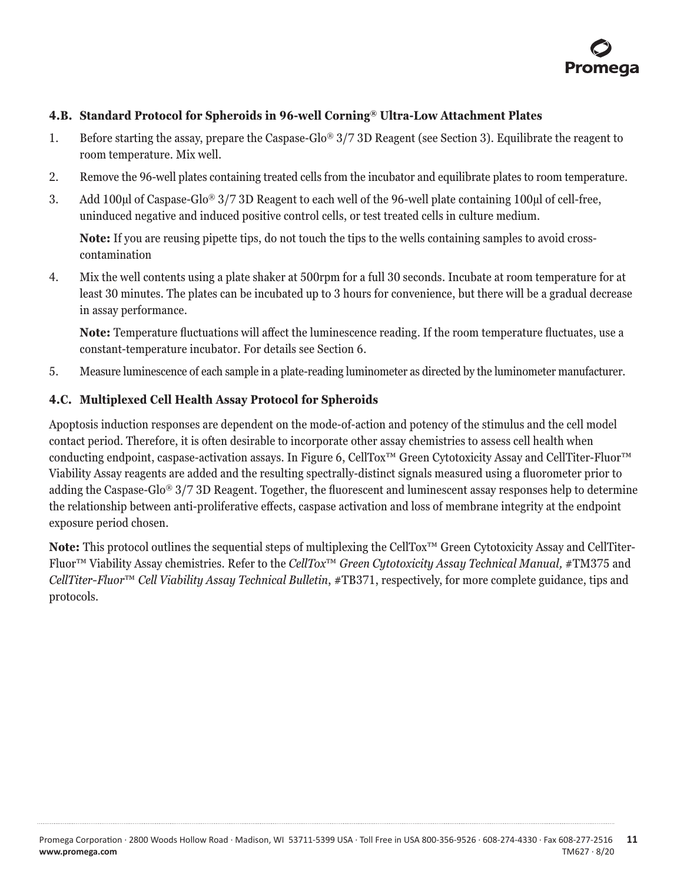### 4.B. Standard Protocol for Spheroids in 96-well Corning® Ultra-Low Attachment Plates

1. Before starting the assay, prepare the Caspase-Glo® 3/7 3D Reagent (see Section 3). Equilibrate the reagent to room temperature. Mix well.
2. Remove the 96-well plates containing treated cells from the incubator and equilibrate plates to room temperature.
3. Add 100µl of Caspase-Glo® 3/7 3D Reagent to each well of the 96-well plate containing 100µl of cell-free, uninduced negative and induced positive control cells, or test treated cells in culture medium.

   **Note:** If you are reusing pipette tips, do not touch the tips to the wells containing samples to avoid cross-contamination

4. Mix the well contents using a plate shaker at 500rpm for a full 30 seconds. Incubate at room temperature for at least 30 minutes. The plates can be incubated up to 3 hours for convenience, but there will be a gradual decrease in assay performance.

   **Note:** Temperature fluctuations will affect the luminescence reading. If the room temperature fluctuates, use a constant-temperature incubator. For details see Section 6.

5. Measure luminescence of each sample in a plate-reading luminometer as directed by the luminometer manufacturer.

### 4.C. Multiplexed Cell Health Assay Protocol for Spheroids

Apoptosis induction responses are dependent on the mode-of-action and potency of the stimulus and the cell model contact period. Therefore, it is often desirable to incorporate other assay chemistries to assess cell health when conducting endpoint, caspase-activation assays. In Figure 6, CellTox™ Green Cytotoxicity Assay and CellTiter-Fluor™ Viability Assay reagents are added and the resulting spectrally-distinct signals measured using a fluorometer prior to adding the Caspase-Glo® 3/7 3D Reagent. Together, the fluorescent and luminescent assay responses help to determine the relationship between anti-proliferative effects, caspase activation and loss of membrane integrity at the endpoint exposure period chosen.

**Note:** This protocol outlines the sequential steps of multiplexing the CellTox™ Green Cytotoxicity Assay and CellTiter-Fluor™ Viability Assay chemistries. Refer to the *CellTox™ Green Cytotoxicity Assay Technical Manual,* #TM375 and *CellTiter-Fluor™ Cell Viability Assay Technical Bulletin*, #TB371, respectively, for more complete guidance, tips and protocols.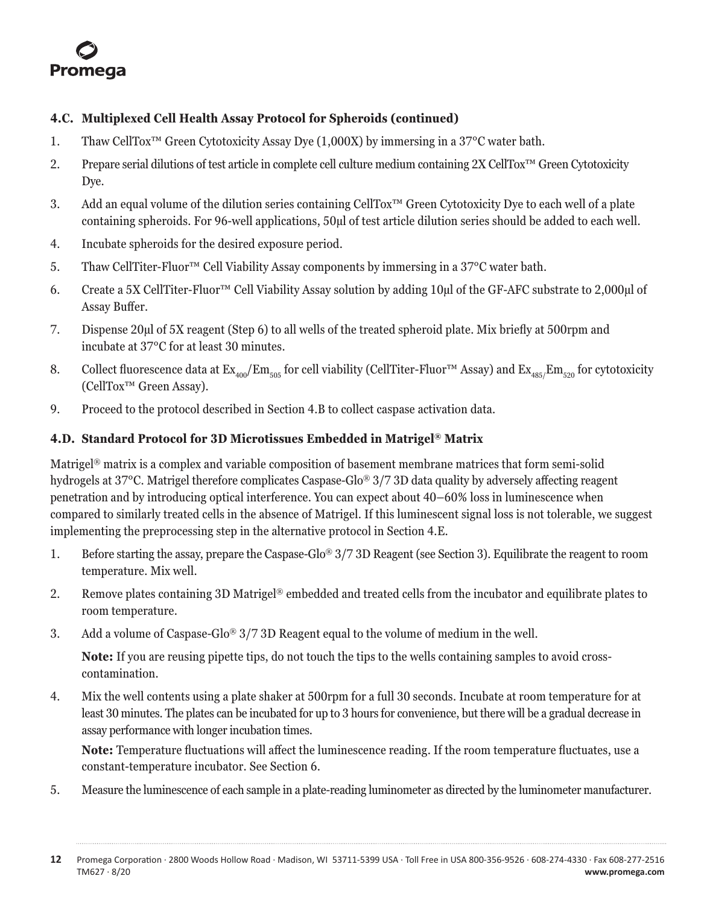### 4.C. Multiplexed Cell Health Assay Protocol for Spheroids (continued)

1. Thaw CellTox™ Green Cytotoxicity Assay Dye (1,000X) by immersing in a 37°C water bath.
2. Prepare serial dilutions of test article in complete cell culture medium containing 2X CellTox™ Green Cytotoxicity Dye.
3. Add an equal volume of the dilution series containing CellTox™ Green Cytotoxicity Dye to each well of a plate containing spheroids. For 96-well applications, 50µl of test article dilution series should be added to each well.
4. Incubate spheroids for the desired exposure period.
5. Thaw CellTiter-Fluor™ Cell Viability Assay components by immersing in a 37°C water bath.
6. Create a 5X CellTiter-Fluor™ Cell Viability Assay solution by adding 10µl of the GF-AFC substrate to 2,000µl of Assay Buffer.
7. Dispense 20µl of 5X reagent (Step 6) to all wells of the treated spheroid plate. Mix briefly at 500rpm and incubate at 37°C for at least 30 minutes.
8. Collect fluorescence data at $Ex_{400}/Em_{505}$ for cell viability (CellTiter-Fluor™ Assay) and $Ex_{485}/Em_{520}$ for cytotoxicity (CellTox™ Green Assay).
9. Proceed to the protocol described in Section 4.B to collect caspase activation data.

### 4.D. Standard Protocol for 3D Microtissues Embedded in Matrigel® Matrix

Matrigel® matrix is a complex and variable composition of basement membrane matrices that form semi-solid hydrogels at 37°C. Matrigel therefore complicates Caspase-Glo® 3/7 3D data quality by adversely affecting reagent penetration and by introducing optical interference. You can expect about 40–60% loss in luminescence when compared to similarly treated cells in the absence of Matrigel. If this luminescent signal loss is not tolerable, we suggest implementing the preprocessing step in the alternative protocol in Section 4.E.

1. Before starting the assay, prepare the Caspase-Glo® 3/7 3D Reagent (see Section 3). Equilibrate the reagent to room temperature. Mix well.
2. Remove plates containing 3D Matrigel® embedded and treated cells from the incubator and equilibrate plates to room temperature.
3. Add a volume of Caspase-Glo® 3/7 3D Reagent equal to the volume of medium in the well.

   **Note:** If you are reusing pipette tips, do not touch the tips to the wells containing samples to avoid cross-contamination.
4. Mix the well contents using a plate shaker at 500rpm for a full 30 seconds. Incubate at room temperature for at least 30 minutes. The plates can be incubated for up to 3 hours for convenience, but there will be a gradual decrease in assay performance with longer incubation times.

   **Note:** Temperature fluctuations will affect the luminescence reading. If the room temperature fluctuates, use a constant-temperature incubator. See Section 6.
5. Measure the luminescence of each sample in a plate-reading luminometer as directed by the luminometer manufacturer.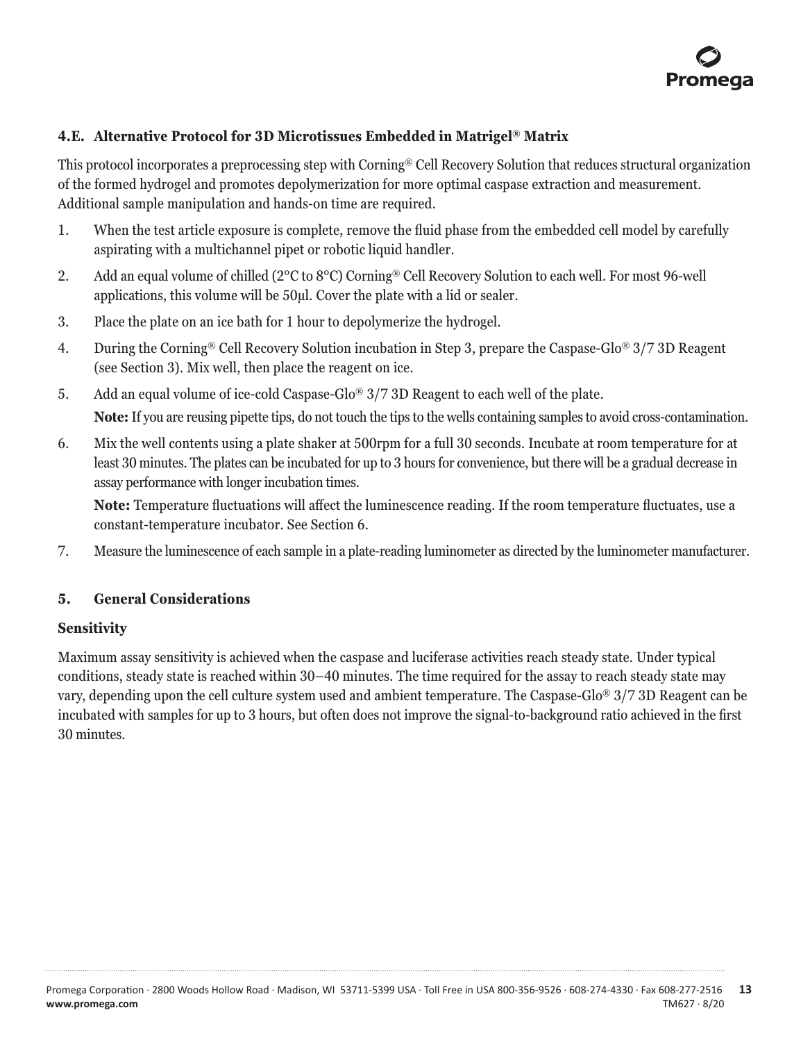### 4.E. Alternative Protocol for 3D Microtissues Embedded in Matrigel® Matrix

This protocol incorporates a preprocessing step with Corning® Cell Recovery Solution that reduces structural organization of the formed hydrogel and promotes depolymerization for more optimal caspase extraction and measurement. Additional sample manipulation and hands-on time are required.

1. When the test article exposure is complete, remove the fluid phase from the embedded cell model by carefully aspirating with a multichannel pipet or robotic liquid handler.
2. Add an equal volume of chilled (2°C to 8°C) Corning® Cell Recovery Solution to each well. For most 96-well applications, this volume will be 50µl. Cover the plate with a lid or sealer.
3. Place the plate on an ice bath for 1 hour to depolymerize the hydrogel.
4. During the Corning® Cell Recovery Solution incubation in Step 3, prepare the Caspase-Glo® 3/7 3D Reagent (see Section 3). Mix well, then place the reagent on ice.
5. Add an equal volume of ice-cold Caspase-Glo® 3/7 3D Reagent to each well of the plate.

   **Note:** If you are reusing pipette tips, do not touch the tips to the wells containing samples to avoid cross-contamination.
6. Mix the well contents using a plate shaker at 500rpm for a full 30 seconds. Incubate at room temperature for at least 30 minutes. The plates can be incubated for up to 3 hours for convenience, but there will be a gradual decrease in assay performance with longer incubation times.

   **Note:** Temperature fluctuations will affect the luminescence reading. If the room temperature fluctuates, use a constant-temperature incubator. See Section 6.
7. Measure the luminescence of each sample in a plate-reading luminometer as directed by the luminometer manufacturer.

## 5. General Considerations

**Sensitivity**

Maximum assay sensitivity is achieved when the caspase and luciferase activities reach steady state. Under typical conditions, steady state is reached within 30–40 minutes. The time required for the assay to reach steady state may vary, depending upon the cell culture system used and ambient temperature. The Caspase-Glo® 3/7 3D Reagent can be incubated with samples for up to 3 hours, but often does not improve the signal-to-background ratio achieved in the first 30 minutes.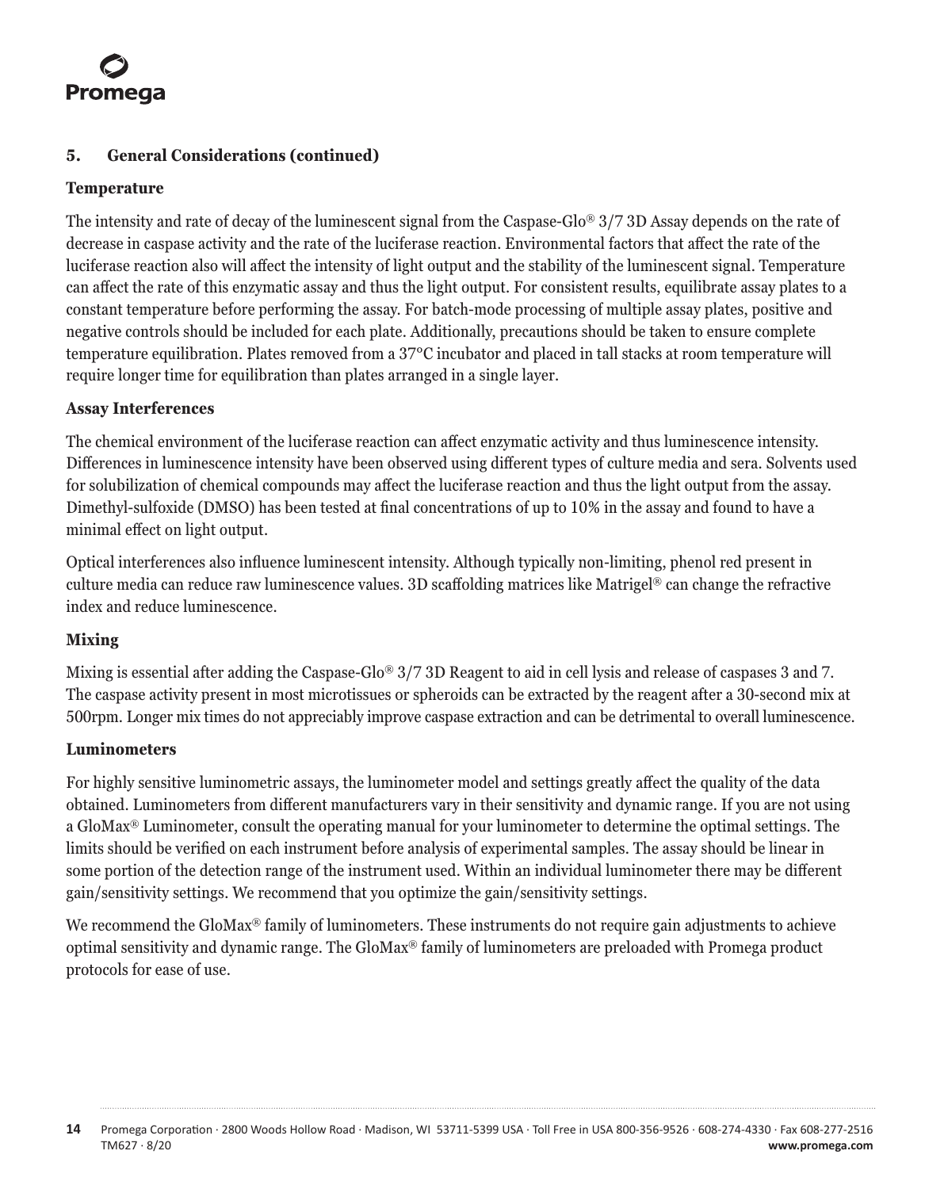## 5. General Considerations (continued)

### Temperature

The intensity and rate of decay of the luminescent signal from the Caspase-Glo® 3/7 3D Assay depends on the rate of decrease in caspase activity and the rate of the luciferase reaction. Environmental factors that affect the rate of the luciferase reaction also will affect the intensity of light output and the stability of the luminescent signal. Temperature can affect the rate of this enzymatic assay and thus the light output. For consistent results, equilibrate assay plates to a constant temperature before performing the assay. For batch-mode processing of multiple assay plates, positive and negative controls should be included for each plate. Additionally, precautions should be taken to ensure complete temperature equilibration. Plates removed from a 37°C incubator and placed in tall stacks at room temperature will require longer time for equilibration than plates arranged in a single layer.

### Assay Interferences

The chemical environment of the luciferase reaction can affect enzymatic activity and thus luminescence intensity. Differences in luminescence intensity have been observed using different types of culture media and sera. Solvents used for solubilization of chemical compounds may affect the luciferase reaction and thus the light output from the assay. Dimethyl-sulfoxide (DMSO) has been tested at final concentrations of up to 10% in the assay and found to have a minimal effect on light output.

Optical interferences also influence luminescent intensity. Although typically non-limiting, phenol red present in culture media can reduce raw luminescence values. 3D scaffolding matrices like Matrigel® can change the refractive index and reduce luminescence.

### Mixing

Mixing is essential after adding the Caspase-Glo® 3/7 3D Reagent to aid in cell lysis and release of caspases 3 and 7. The caspase activity present in most microtissues or spheroids can be extracted by the reagent after a 30-second mix at 500rpm. Longer mix times do not appreciably improve caspase extraction and can be detrimental to overall luminescence.

### Luminometers

For highly sensitive luminometric assays, the luminometer model and settings greatly affect the quality of the data obtained. Luminometers from different manufacturers vary in their sensitivity and dynamic range. If you are not using a GloMax® Luminometer, consult the operating manual for your luminometer to determine the optimal settings. The limits should be verified on each instrument before analysis of experimental samples. The assay should be linear in some portion of the detection range of the instrument used. Within an individual luminometer there may be different gain/sensitivity settings. We recommend that you optimize the gain/sensitivity settings.

We recommend the GloMax® family of luminometers. These instruments do not require gain adjustments to achieve optimal sensitivity and dynamic range. The GloMax® family of luminometers are preloaded with Promega product protocols for ease of use.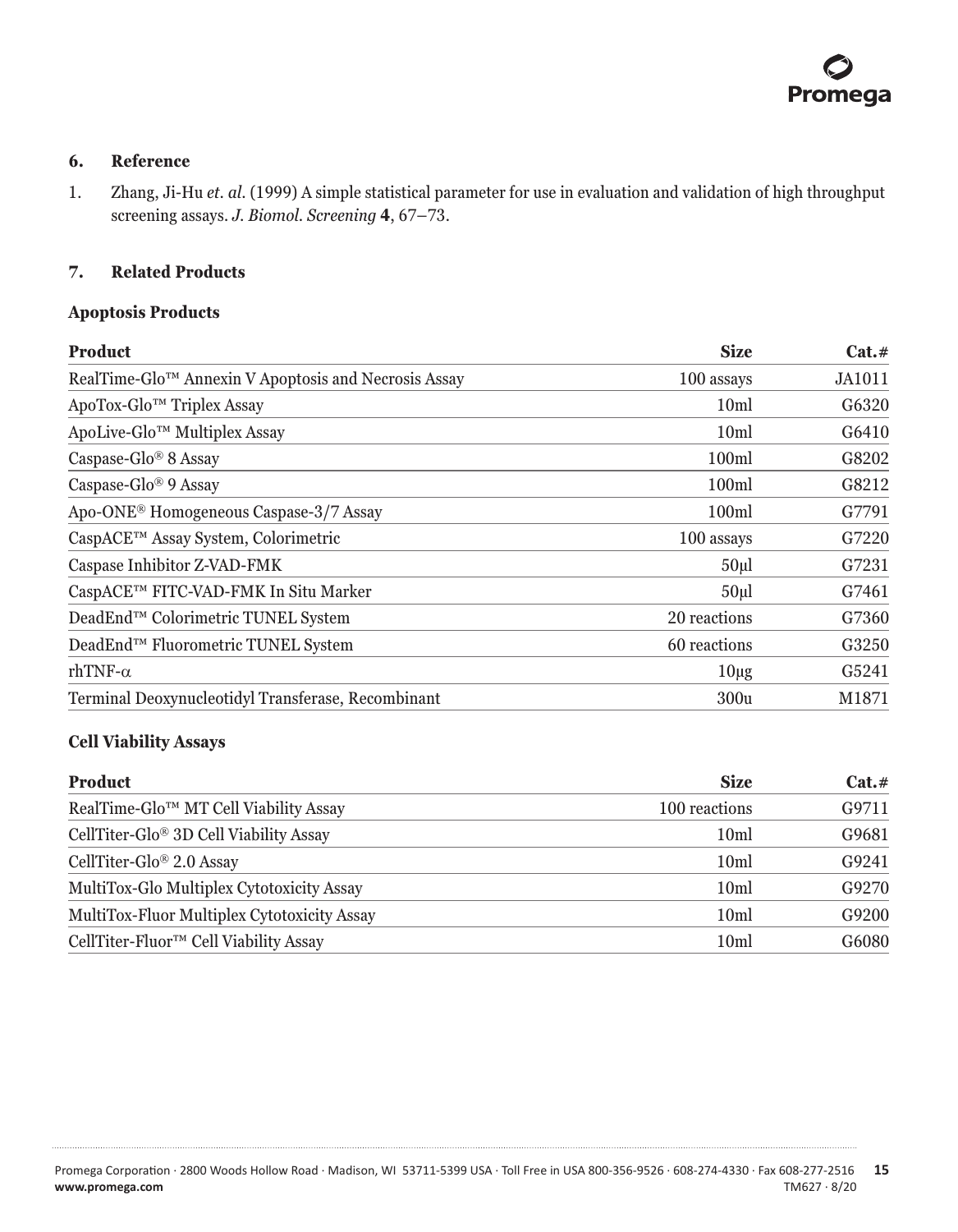## 6. Reference

1. Zhang, Ji-Hu *et. al.* (1999) A simple statistical parameter for use in evaluation and validation of high throughput screening assays. *J. Biomol. Screening* **4**, 67–73.

## 7. Related Products

### Apoptosis Products

| Product | Size | Cat.# |
|---|---|---|
| RealTime-Glo™ Annexin V Apoptosis and Necrosis Assay | 100 assays | JA1011 |
| ApoTox-Glo™ Triplex Assay | 10ml | G6320 |
| ApoLive-Glo™ Multiplex Assay | 10ml | G6410 |
| Caspase-Glo® 8 Assay | 100ml | G8202 |
| Caspase-Glo® 9 Assay | 100ml | G8212 |
| Apo-ONE® Homogeneous Caspase-3/7 Assay | 100ml | G7791 |
| CaspACE™ Assay System, Colorimetric | 100 assays | G7220 |
| Caspase Inhibitor Z-VAD-FMK | 50µl | G7231 |
| CaspACE™ FITC-VAD-FMK In Situ Marker | 50µl | G7461 |
| DeadEnd™ Colorimetric TUNEL System | 20 reactions | G7360 |
| DeadEnd™ Fluorometric TUNEL System | 60 reactions | G3250 |
| rhTNF-$\alpha$ | 10µg | G5241 |
| Terminal Deoxynucleotidyl Transferase, Recombinant | 300u | M1871 |

### Cell Viability Assays

| Product | Size | Cat.# |
|---|---|---|
| RealTime-Glo™ MT Cell Viability Assay | 100 reactions | G9711 |
| CellTiter-Glo® 3D Cell Viability Assay | 10ml | G9681 |
| CellTiter-Glo® 2.0 Assay | 10ml | G9241 |
| MultiTox-Glo Multiplex Cytotoxicity Assay | 10ml | G9270 |
| MultiTox-Fluor Multiplex Cytotoxicity Assay | 10ml | G9200 |
| CellTiter-Fluor™ Cell Viability Assay | 10ml | G6080 |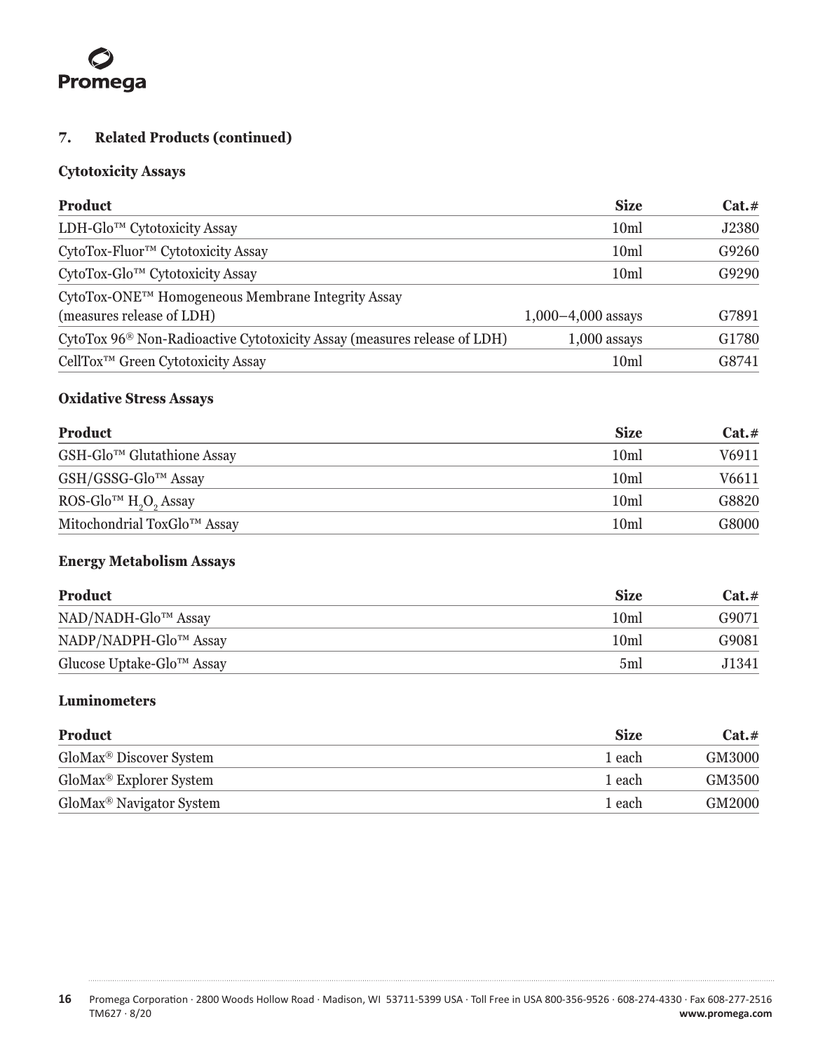## 7. Related Products (continued)

### Cytotoxicity Assays

| Product | Size | Cat.# |
|---|---|---|
| LDH-Glo™ Cytotoxicity Assay | 10ml | J2380 |
| CytoTox-Fluor™ Cytotoxicity Assay | 10ml | G9260 |
| CytoTox-Glo™ Cytotoxicity Assay | 10ml | G9290 |
| CytoTox-ONE™ Homogeneous Membrane Integrity Assay (measures release of LDH) | 1,000–4,000 assays | G7891 |
| CytoTox 96® Non-Radioactive Cytotoxicity Assay (measures release of LDH) | 1,000 assays | G1780 |
| CellTox™ Green Cytotoxicity Assay | 10ml | G8741 |

### Oxidative Stress Assays

| Product | Size | Cat.# |
|---|---|---|
| GSH-Glo™ Glutathione Assay | 10ml | V6911 |
| GSH/GSSG-Glo™ Assay | 10ml | V6611 |
| ROS-Glo™ $H_2O_2$ Assay | 10ml | G8820 |
| Mitochondrial ToxGlo™ Assay | 10ml | G8000 |

### Energy Metabolism Assays

| Product | Size | Cat.# |
|---|---|---|
| NAD/NADH-Glo™ Assay | 10ml | G9071 |
| NADP/NADPH-Glo™ Assay | 10ml | G9081 |
| Glucose Uptake-Glo™ Assay | 5ml | J1341 |

### Luminometers

| Product | Size | Cat.# |
|---|---|---|
| GloMax® Discover System | 1 each | GM3000 |
| GloMax® Explorer System | 1 each | GM3500 |
| GloMax® Navigator System | 1 each | GM2000 |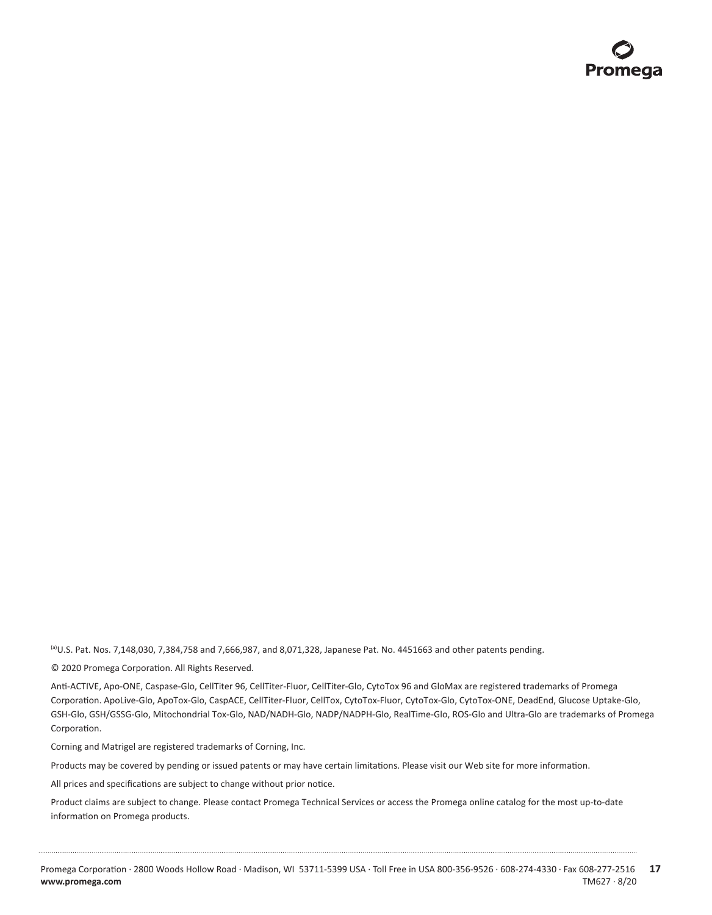[(a)]U.S. Pat. Nos. 7,148,030, 7,384,758 and 7,666,987, and 8,071,328, Japanese Pat. No. 4451663 and other patents pending.

© 2020 Promega Corporation. All Rights Reserved.

Anti-ACTIVE, Apo-ONE, Caspase-Glo, CellTiter 96, CellTiter-Fluor, CellTiter-Glo, CytoTox 96 and GloMax are registered trademarks of Promega Corporation. ApoLive-Glo, ApoTox-Glo, CaspACE, CellTiter-Fluor, CellTox, CytoTox-Fluor, CytoTox-Glo, CytoTox-ONE, DeadEnd, Glucose Uptake-Glo, GSH-Glo, GSH/GSSG-Glo, Mitochondrial Tox-Glo, NAD/NADH-Glo, NADP/NADPH-Glo, RealTime-Glo, ROS-Glo and Ultra-Glo are trademarks of Promega Corporation.

Corning and Matrigel are registered trademarks of Corning, Inc.

Products may be covered by pending or issued patents or may have certain limitations. Please visit our Web site for more information.

All prices and specifications are subject to change without prior notice.

Product claims are subject to change. Please contact Promega Technical Services or access the Promega online catalog for the most up-to-date information on Promega products.